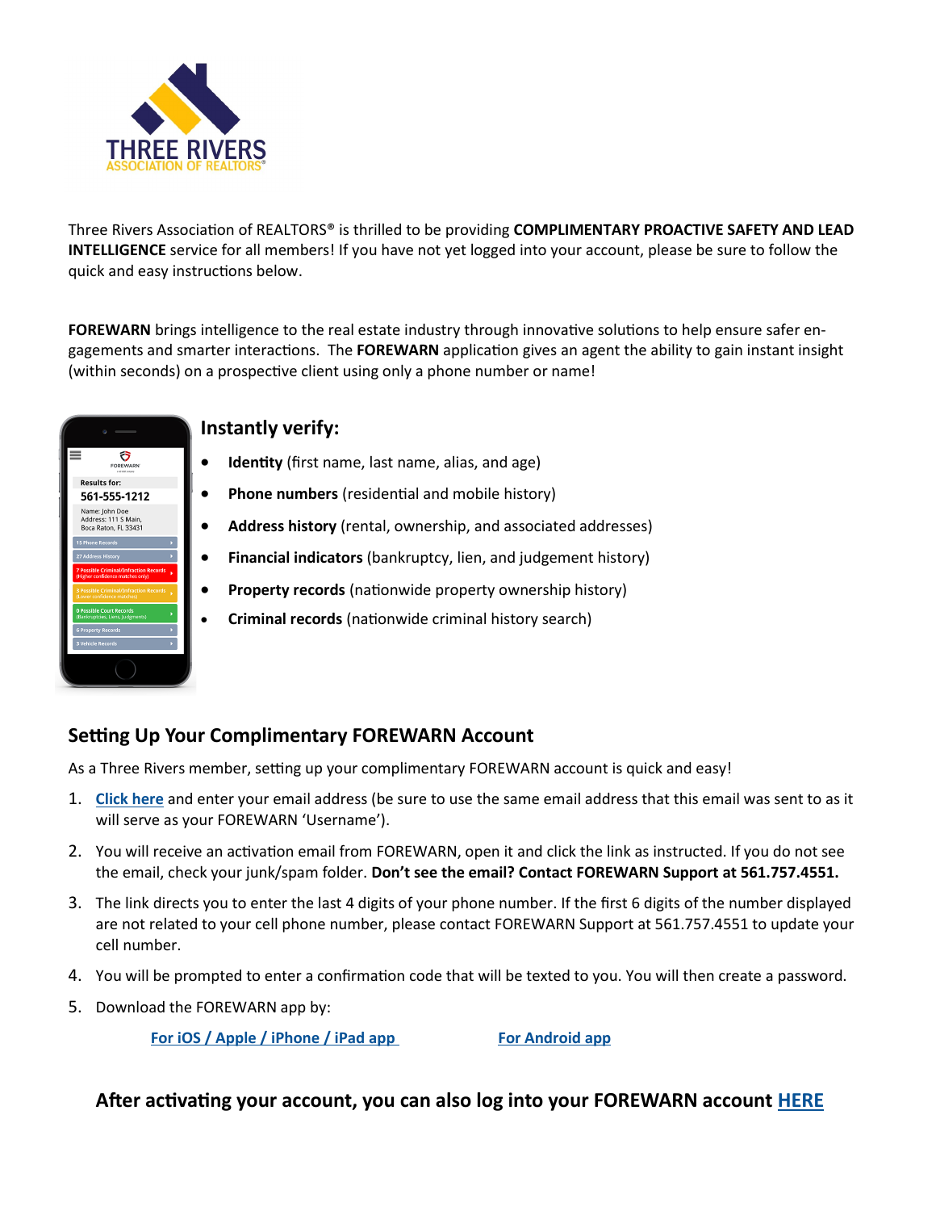THREE RIVERS
ASSOCIATION OF REALTORS®

Three Rivers Association of REALTORS® is thrilled to be providing **COMPLIMENTARY PROACTIVE SAFETY AND LEAD INTELLIGENCE** service for all members! If you have not yet logged into your account, please be sure to follow the quick and easy instructions below.

**FOREWARN** brings intelligence to the real estate industry through innovative solutions to help ensure safer engagements and smarter interactions. The **FOREWARN** application gives an agent the ability to gain instant insight (within seconds) on a prospective client using only a phone number or name!

## Instantly verify:

- **Identity** (first name, last name, alias, and age)
- **Phone numbers** (residential and mobile history)
- **Address history** (rental, ownership, and associated addresses)
- **Financial indicators** (bankruptcy, lien, and judgement history)
- **Property records** (nationwide property ownership history)
- **Criminal records** (nationwide criminal history search)

## Setting Up Your Complimentary FOREWARN Account

As a Three Rivers member, setting up your complimentary FOREWARN account is quick and easy!

1. **Click here** and enter your email address (be sure to use the same email address that this email was sent to as it will serve as your FOREWARN 'Username').
2. You will receive an activation email from FOREWARN, open it and click the link as instructed. If you do not see the email, check your junk/spam folder. **Don't see the email? Contact FOREWARN Support at 561.757.4551.**
3. The link directs you to enter the last 4 digits of your phone number. If the first 6 digits of the number displayed are not related to your cell phone number, please contact FOREWARN Support at 561.757.4551 to update your cell number.
4. You will be prompted to enter a confirmation code that will be texted to you. You will then create a password.
5. Download the FOREWARN app by:

   **For iOS / Apple / iPhone / iPad app** **For Android app**

### After activating your account, you can also log into your FOREWARN account HERE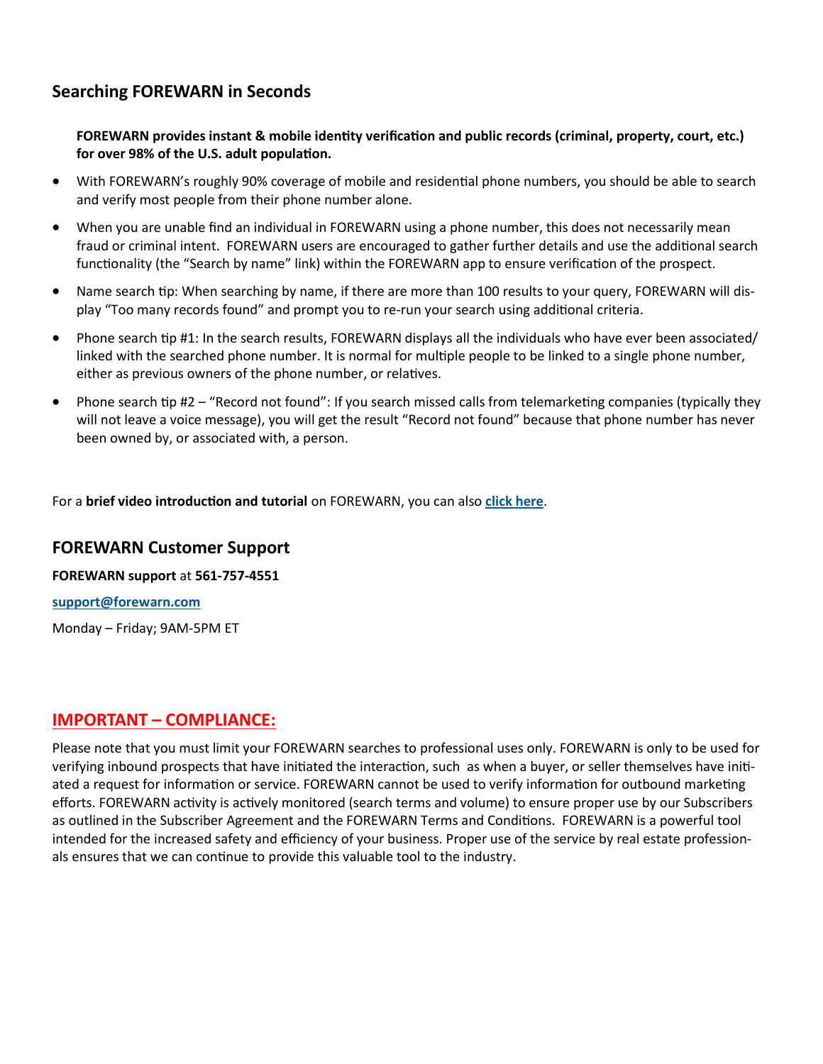## Searching FOREWARN in Seconds

**FOREWARN provides instant & mobile identity verification and public records (criminal, property, court, etc.) for over 98% of the U.S. adult population.**

- With FOREWARN's roughly 90% coverage of mobile and residential phone numbers, you should be able to search and verify most people from their phone number alone.
- When you are unable find an individual in FOREWARN using a phone number, this does not necessarily mean fraud or criminal intent. FOREWARN users are encouraged to gather further details and use the additional search functionality (the "Search by name" link) within the FOREWARN app to ensure verification of the prospect.
- Name search tip: When searching by name, if there are more than 100 results to your query, FOREWARN will display "Too many records found" and prompt you to re-run your search using additional criteria.
- Phone search tip #1: In the search results, FOREWARN displays all the individuals who have ever been associated/ linked with the searched phone number. It is normal for multiple people to be linked to a single phone number, either as previous owners of the phone number, or relatives.
- Phone search tip #2 – "Record not found": If you search missed calls from telemarketing companies (typically they will not leave a voice message), you will get the result "Record not found" because that phone number has never been owned by, or associated with, a person.

For a **brief video introduction and tutorial** on FOREWARN, you can also **click here**.

## FOREWARN Customer Support

**FOREWARN support** at **561-757-4551**

**support@forewarn.com**

Monday – Friday; 9AM-5PM ET

## IMPORTANT – COMPLIANCE:

Please note that you must limit your FOREWARN searches to professional uses only. FOREWARN is only to be used for verifying inbound prospects that have initiated the interaction, such as when a buyer, or seller themselves have initiated a request for information or service. FOREWARN cannot be used to verify information for outbound marketing efforts. FOREWARN activity is actively monitored (search terms and volume) to ensure proper use by our Subscribers as outlined in the Subscriber Agreement and the FOREWARN Terms and Conditions. FOREWARN is a powerful tool intended for the increased safety and efficiency of your business. Proper use of the service by real estate professionals ensures that we can continue to provide this valuable tool to the industry.